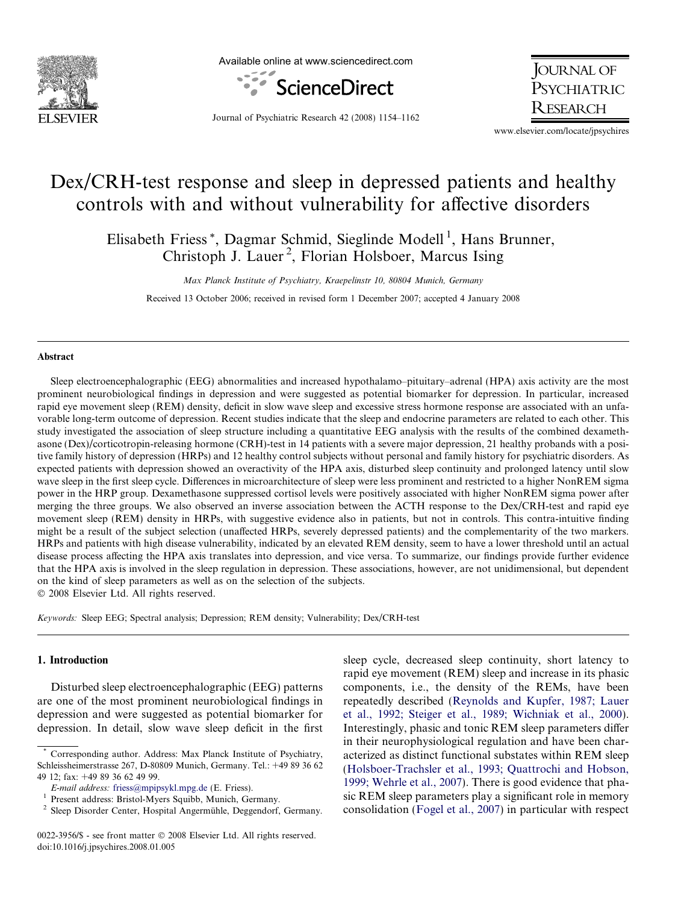# Dex/CRH-test response and sleep in depressed patients and healthy controls with and without vulnerability for affective disorders

Elisabeth Friess *, Dagmar Schmid, Sieglinde Modell [1], Hans Brunner, Christoph J. Lauer [2], Florian Holsboer, Marcus Ising

*Max Planck Institute of Psychiatry, Kraepelinstr 10, 80804 Munich, Germany*

Received 13 October 2006; received in revised form 1 December 2007; accepted 4 January 2008

## Abstract

Sleep electroencephalographic (EEG) abnormalities and increased hypothalamo–pituitary–adrenal (HPA) axis activity are the most prominent neurobiological findings in depression and were suggested as potential biomarker for depression. In particular, increased rapid eye movement sleep (REM) density, deficit in slow wave sleep and excessive stress hormone response are associated with an unfavorable long-term outcome of depression. Recent studies indicate that the sleep and endocrine parameters are related to each other. This study investigated the association of sleep structure including a quantitative EEG analysis with the results of the combined dexamethasone (Dex)/corticotropin-releasing hormone (CRH)-test in 14 patients with a severe major depression, 21 healthy probands with a positive family history of depression (HRPs) and 12 healthy control subjects without personal and family history for psychiatric disorders. As expected patients with depression showed an overactivity of the HPA axis, disturbed sleep continuity and prolonged latency until slow wave sleep in the first sleep cycle. Differences in microarchitecture of sleep were less prominent and restricted to a higher NonREM sigma power in the HRP group. Dexamethasone suppressed cortisol levels were positively associated with higher NonREM sigma power after merging the three groups. We also observed an inverse association between the ACTH response to the Dex/CRH-test and rapid eye movement sleep (REM) density in HRPs, with suggestive evidence also in patients, but not in controls. This contra-intuitive finding might be a result of the subject selection (unaffected HRPs, severely depressed patients) and the complementarity of the two markers. HRPs and patients with high disease vulnerability, indicated by an elevated REM density, seem to have a lower threshold until an actual disease process affecting the HPA axis translates into depression, and vice versa. To summarize, our findings provide further evidence that the HPA axis is involved in the sleep regulation in depression. These associations, however, are not unidimensional, but dependent on the kind of sleep parameters as well as on the selection of the subjects.

© 2008 Elsevier Ltd. All rights reserved.

*Keywords:* Sleep EEG; Spectral analysis; Depression; REM density; Vulnerability; Dex/CRH-test

## 1. Introduction

Disturbed sleep electroencephalographic (EEG) patterns are one of the most prominent neurobiological findings in depression and were suggested as potential biomarker for depression. In detail, slow wave sleep deficit in the first sleep cycle, decreased sleep continuity, short latency to rapid eye movement (REM) sleep and increase in its phasic components, i.e., the density of the REMs, have been repeatedly described (Reynolds and Kupfer, 1987; Lauer et al., 1992; Steiger et al., 1989; Wichniak et al., 2000). Interestingly, phasic and tonic REM sleep parameters differ in their neurophysiological regulation and have been characterized as distinct functional substates within REM sleep (Holsboer-Trachsler et al., 1993; Quattrochi and Hobson, 1999; Wehrle et al., 2007). There is good evidence that phasic REM sleep parameters play a significant role in memory consolidation (Fogel et al., 2007) in particular with respect

---

* Corresponding author. Address: Max Planck Institute of Psychiatry, Schleissheimerstrasse 267, D-80809 Munich, Germany. Tel.: +49 89 36 62 49 12; fax: +49 89 36 62 49 99.
*E-mail address:* friess@mpipsykl.mpg.de (E. Friess).

[1] Present address: Bristol-Myers Squibb, Munich, Germany.

[2] Sleep Disorder Center, Hospital Angermühle, Deggendorf, Germany.

0022-3956/$ - see front matter © 2008 Elsevier Ltd. All rights reserved.
doi:10.1016/j.jpsychires.2008.01.005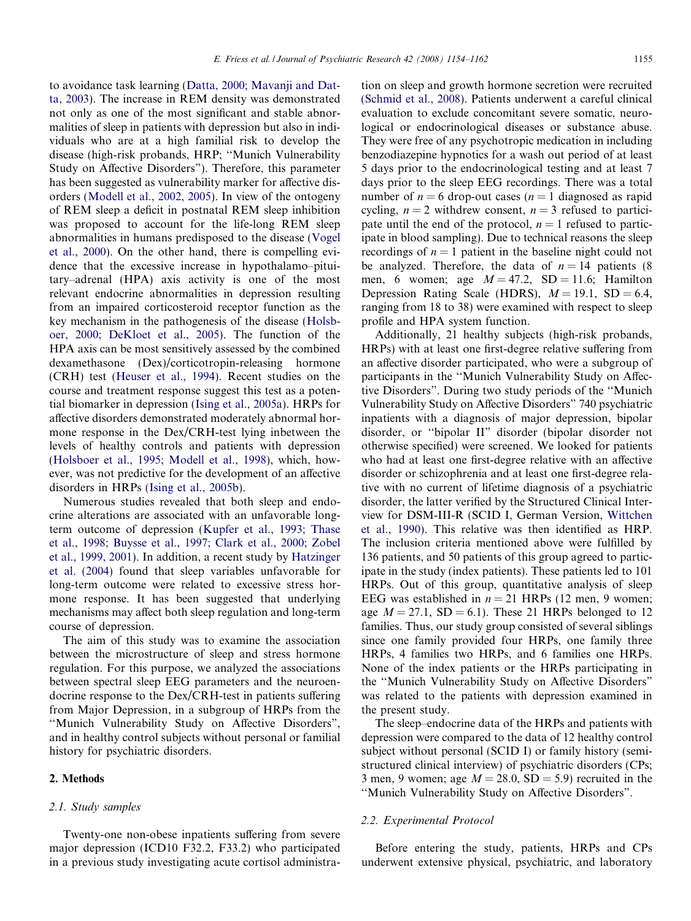to avoidance task learning (Datta, 2000; Mavanji and Datta, 2003). The increase in REM density was demonstrated not only as one of the most significant and stable abnormalities of sleep in patients with depression but also in individuals who are at a high familial risk to develop the disease (high-risk probands, HRP; "Munich Vulnerability Study on Affective Disorders"). Therefore, this parameter has been suggested as vulnerability marker for affective disorders (Modell et al., 2002, 2005). In view of the ontogeny of REM sleep a deficit in postnatal REM sleep inhibition was proposed to account for the life-long REM sleep abnormalities in humans predisposed to the disease (Vogel et al., 2000). On the other hand, there is compelling evidence that the excessive increase in hypothalamo–pituitary–adrenal (HPA) axis activity is one of the most relevant endocrine abnormalities in depression resulting from an impaired corticosteroid receptor function as the key mechanism in the pathogenesis of the disease (Holsboer, 2000; DeKloet et al., 2005). The function of the HPA axis can be most sensitively assessed by the combined dexamethasone (Dex)/corticotropin-releasing hormone (CRH) test (Heuser et al., 1994). Recent studies on the course and treatment response suggest this test as a potential biomarker in depression (Ising et al., 2005a). HRPs for affective disorders demonstrated moderately abnormal hormone response in the Dex/CRH-test lying inbetween the levels of healthy controls and patients with depression (Holsboer et al., 1995; Modell et al., 1998), which, however, was not predictive for the development of an affective disorders in HRPs (Ising et al., 2005b).

Numerous studies revealed that both sleep and endocrine alterations are associated with an unfavorable long-term outcome of depression (Kupfer et al., 1993; Thase et al., 1998; Buysse et al., 1997; Clark et al., 2000; Zobel et al., 1999, 2001). In addition, a recent study by Hatzinger et al. (2004) found that sleep variables unfavorable for long-term outcome were related to excessive stress hormone response. It has been suggested that underlying mechanisms may affect both sleep regulation and long-term course of depression.

The aim of this study was to examine the association between the microstructure of sleep and stress hormone regulation. For this purpose, we analyzed the associations between spectral sleep EEG parameters and the neuroendocrine response to the Dex/CRH-test in patients suffering from Major Depression, in a subgroup of HRPs from the "Munich Vulnerability Study on Affective Disorders", and in healthy control subjects without personal or familial history for psychiatric disorders.

## 2. Methods

### 2.1. Study samples

Twenty-one non-obese inpatients suffering from severe major depression (ICD10 F32.2, F33.2) who participated in a previous study investigating acute cortisol administration on sleep and growth hormone secretion were recruited (Schmid et al., 2008). Patients underwent a careful clinical evaluation to exclude concomitant severe somatic, neurological or endocrinological diseases or substance abuse. They were free of any psychotropic medication in including benzodiazepine hypnotics for a wash out period of at least 5 days prior to the endocrinological testing and at least 7 days prior to the sleep EEG recordings. There was a total number of $n = 6$ drop-out cases ($n = 1$ diagnosed as rapid cycling, $n = 2$ withdrew consent, $n = 3$ refused to participate until the end of the protocol, $n = 1$ refused to participate in blood sampling). Due to technical reasons the sleep recordings of $n = 1$ patient in the baseline night could not be analyzed. Therefore, the data of $n = 14$ patients (8 men, 6 women; age $M = 47.2$, $SD = 11.6$; Hamilton Depression Rating Scale (HDRS), $M = 19.1$, $SD = 6.4$, ranging from 18 to 38) were examined with respect to sleep profile and HPA system function.

Additionally, 21 healthy subjects (high-risk probands, HRPs) with at least one first-degree relative suffering from an affective disorder participated, who were a subgroup of participants in the "Munich Vulnerability Study on Affective Disorders". During two study periods of the "Munich Vulnerability Study on Affective Disorders" 740 psychiatric inpatients with a diagnosis of major depression, bipolar disorder, or "bipolar II" disorder (bipolar disorder not otherwise specified) were screened. We looked for patients who had at least one first-degree relative with an affective disorder or schizophrenia and at least one first-degree relative with no current of lifetime diagnosis of a psychiatric disorder, the latter verified by the Structured Clinical Interview for DSM-III-R (SCID I, German Version, Wittchen et al., 1990). This relative was then identified as HRP. The inclusion criteria mentioned above were fulfilled by 136 patients, and 50 patients of this group agreed to participate in the study (index patients). These patients led to 101 HRPs. Out of this group, quantitative analysis of sleep EEG was established in $n = 21$ HRPs (12 men, 9 women; age $M = 27.1$, $SD = 6.1$). These 21 HRPs belonged to 12 families. Thus, our study group consisted of several siblings since one family provided four HRPs, one family three HRPs, 4 families two HRPs, and 6 families one HRPs. None of the index patients or the HRPs participating in the "Munich Vulnerability Study on Affective Disorders" was related to the patients with depression examined in the present study.

The sleep–endocrine data of the HRPs and patients with depression were compared to the data of 12 healthy control subject without personal (SCID I) or family history (semi-structured clinical interview) of psychiatric disorders (CPs; 3 men, 9 women; age $M = 28.0$, $SD = 5.9$) recruited in the "Munich Vulnerability Study on Affective Disorders".

### 2.2. Experimental Protocol

Before entering the study, patients, HRPs and CPs underwent extensive physical, psychiatric, and laboratory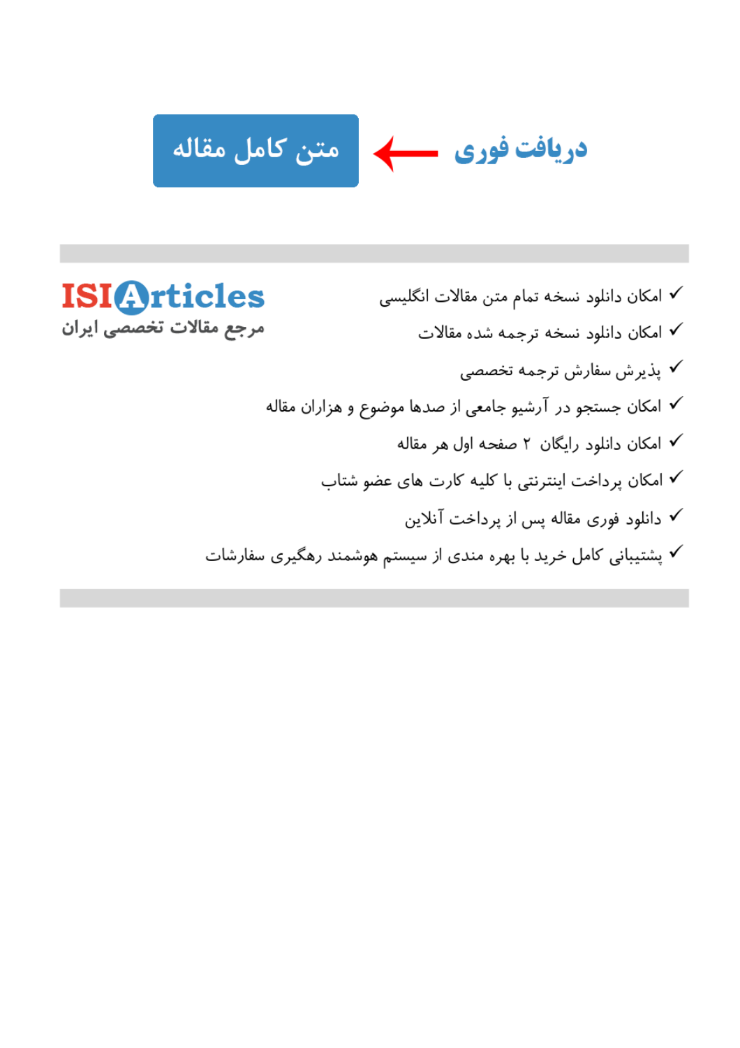دریافت فوری ← **متن کامل مقاله**

**ISIArticles**
مرجع مقالات تخصصی ایران

- ✓ امکان دانلود نسخه تمام متن مقالات انگلیسی
- ✓ امکان دانلود نسخه ترجمه شده مقالات
- ✓ پذیرش سفارش ترجمه تخصصی
- ✓ امکان جستجو در آرشیو جامعی از صدها موضوع و هزاران مقاله
- ✓ امکان دانلود رایگان ۲ صفحه اول هر مقاله
- ✓ امکان پرداخت اینترنتی با کلیه کارت های عضو شتاب
- ✓ دانلود فوری مقاله پس از پرداخت آنلاین
- ✓ پشتیبانی کامل خرید با بهره مندی از سیستم هوشمند رهگیری سفارشات